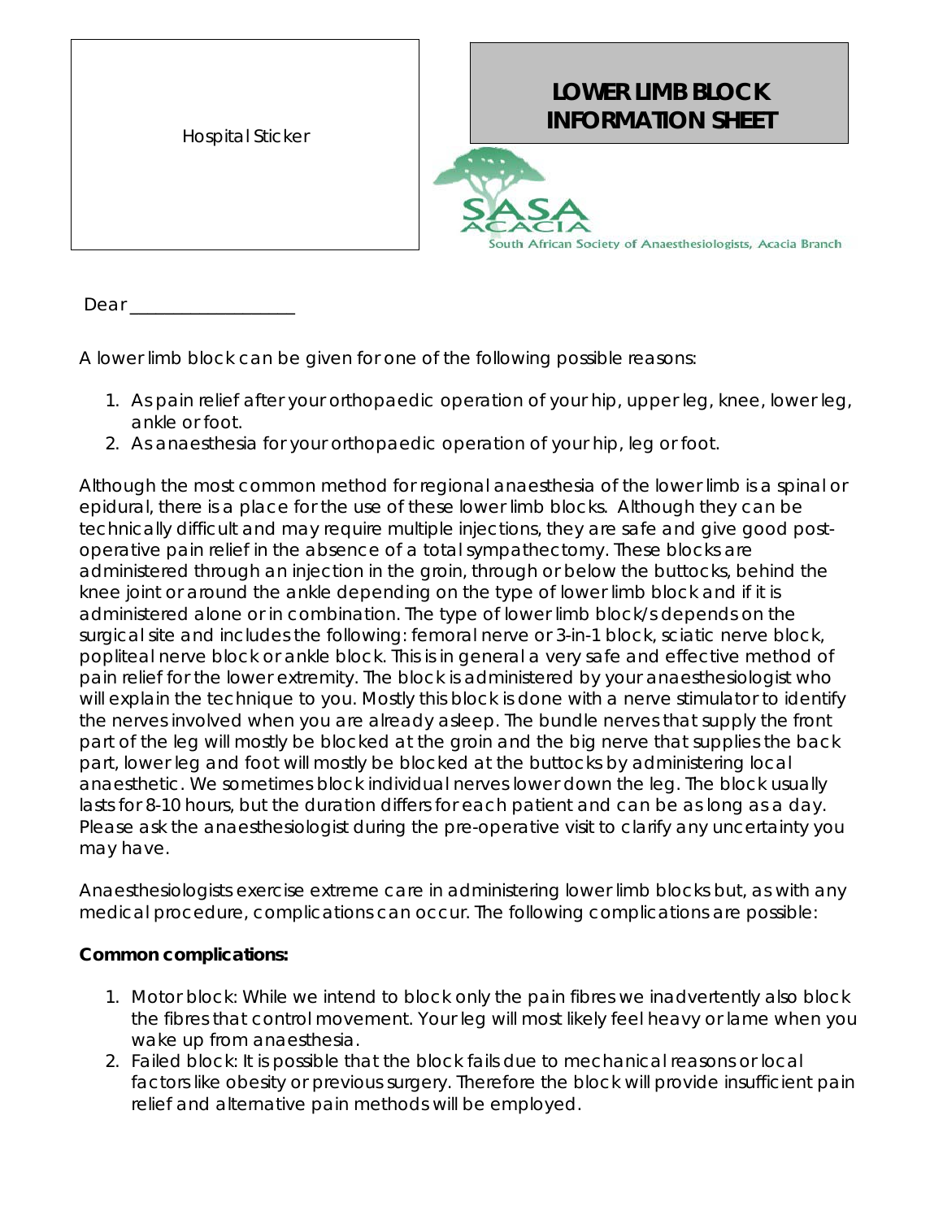Hospital Sticker

# LOWER LIMB BLOCK INFORMATION SHEET

South African Society of Anaesthesiologists, Acacia Branch

Dear ___________________

A lower limb block can be given for one of the following possible reasons:

1. As pain relief after your orthopaedic operation of your hip, upper leg, knee, lower leg, ankle or foot.
2. As anaesthesia for your orthopaedic operation of your hip, leg or foot.

Although the most common method for regional anaesthesia of the lower limb is a spinal or epidural, there is a place for the use of these lower limb blocks. Although they can be technically difficult and may require multiple injections, they are safe and give good post-operative pain relief in the absence of a total sympathectomy. These blocks are administered through an injection in the groin, through or below the buttocks, behind the knee joint or around the ankle depending on the type of lower limb block and if it is administered alone or in combination. The type of lower limb block/s depends on the surgical site and includes the following: femoral nerve or 3-in-1 block, sciatic nerve block, popliteal nerve block or ankle block. This is in general a very safe and effective method of pain relief for the lower extremity. The block is administered by your anaesthesiologist who will explain the technique to you. Mostly this block is done with a nerve stimulator to identify the nerves involved when you are already asleep. The bundle nerves that supply the front part of the leg will mostly be blocked at the groin and the big nerve that supplies the back part, lower leg and foot will mostly be blocked at the buttocks by administering local anaesthetic. We sometimes block individual nerves lower down the leg. The block usually lasts for 8-10 hours, but the duration differs for each patient and can be as long as a day. Please ask the anaesthesiologist during the pre-operative visit to clarify any uncertainty you may have.

Anaesthesiologists exercise extreme care in administering lower limb blocks but, as with any medical procedure, complications can occur. The following complications are possible:

**Common complications:**

1. Motor block: While we intend to block only the pain fibres we inadvertently also block the fibres that control movement. Your leg will most likely feel heavy or lame when you wake up from anaesthesia.
2. Failed block: It is possible that the block fails due to mechanical reasons or local factors like obesity or previous surgery. Therefore the block will provide insufficient pain relief and alternative pain methods will be employed.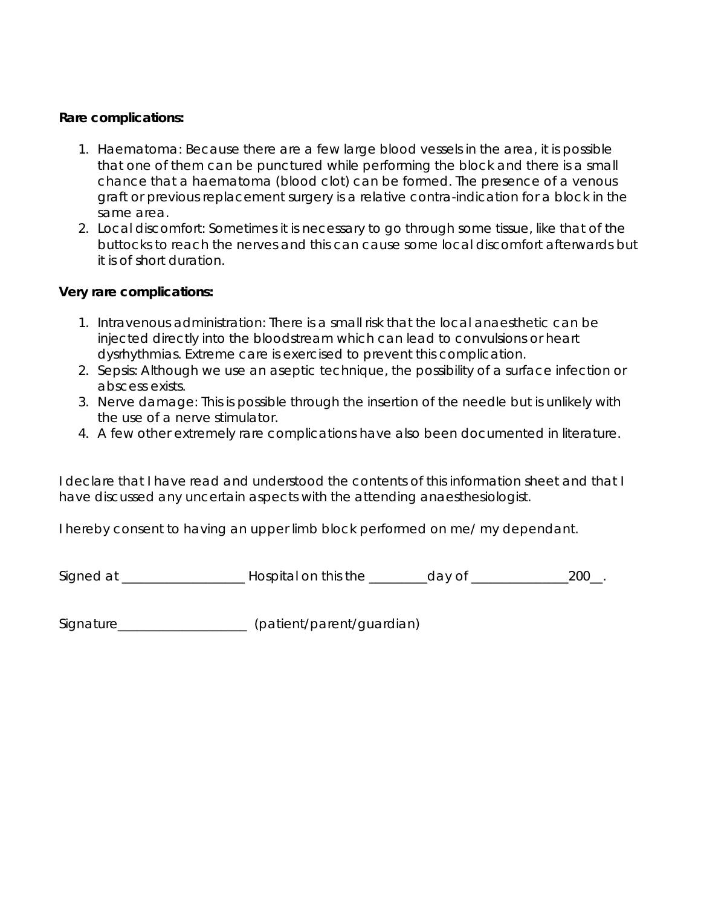**Rare complications:**

1. Haematoma: Because there are a few large blood vessels in the area, it is possible that one of them can be punctured while performing the block and there is a small chance that a haematoma (blood clot) can be formed. The presence of a venous graft or previous replacement surgery is a relative contra-indication for a block in the same area.
2. Local discomfort: Sometimes it is necessary to go through some tissue, like that of the buttocks to reach the nerves and this can cause some local discomfort afterwards but it is of short duration.

**Very rare complications:**

1. Intravenous administration: There is a small risk that the local anaesthetic can be injected directly into the bloodstream which can lead to convulsions or heart dysrhythmias. Extreme care is exercised to prevent this complication.
2. Sepsis: Although we use an aseptic technique, the possibility of a surface infection or abscess exists.
3. Nerve damage: This is possible through the insertion of the needle but is unlikely with the use of a nerve stimulator.
4. A few other extremely rare complications have also been documented in literature.

I declare that I have read and understood the contents of this information sheet and that I have discussed any uncertain aspects with the attending anaesthesiologist.

I hereby consent to having an upper limb block performed on me/ my dependant.

Signed at __________________ Hospital on this the _________day of _______________200__.

Signature____________________ (patient/parent/guardian)